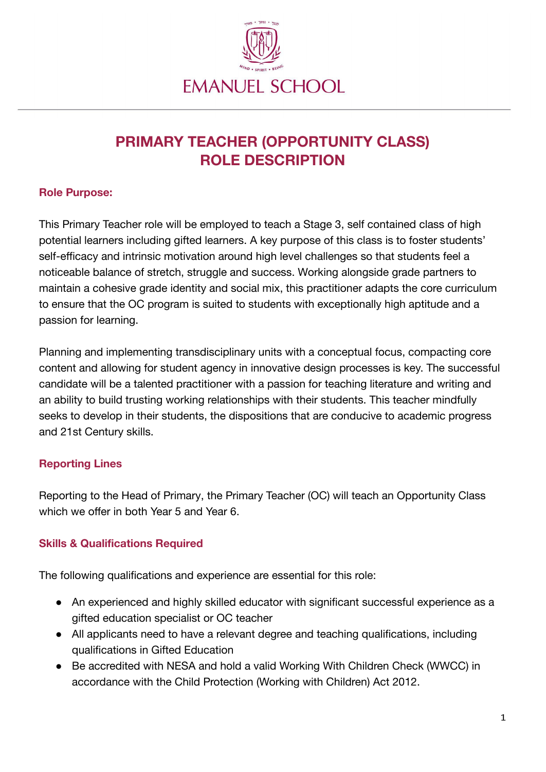EMANUEL SCHOOL

# PRIMARY TEACHER (OPPORTUNITY CLASS) ROLE DESCRIPTION

### Role Purpose:

This Primary Teacher role will be employed to teach a Stage 3, self contained class of high potential learners including gifted learners. A key purpose of this class is to foster students' self-efficacy and intrinsic motivation around high level challenges so that students feel a noticeable balance of stretch, struggle and success. Working alongside grade partners to maintain a cohesive grade identity and social mix, this practitioner adapts the core curriculum to ensure that the OC program is suited to students with exceptionally high aptitude and a passion for learning.

Planning and implementing transdisciplinary units with a conceptual focus, compacting core content and allowing for student agency in innovative design processes is key. The successful candidate will be a talented practitioner with a passion for teaching literature and writing and an ability to build trusting working relationships with their students. This teacher mindfully seeks to develop in their students, the dispositions that are conducive to academic progress and 21st Century skills.

### Reporting Lines

Reporting to the Head of Primary, the Primary Teacher (OC) will teach an Opportunity Class which we offer in both Year 5 and Year 6.

### Skills & Qualifications Required

The following qualifications and experience are essential for this role:

- An experienced and highly skilled educator with significant successful experience as a gifted education specialist or OC teacher
- All applicants need to have a relevant degree and teaching qualifications, including qualifications in Gifted Education
- Be accredited with NESA and hold a valid Working With Children Check (WWCC) in accordance with the Child Protection (Working with Children) Act 2012.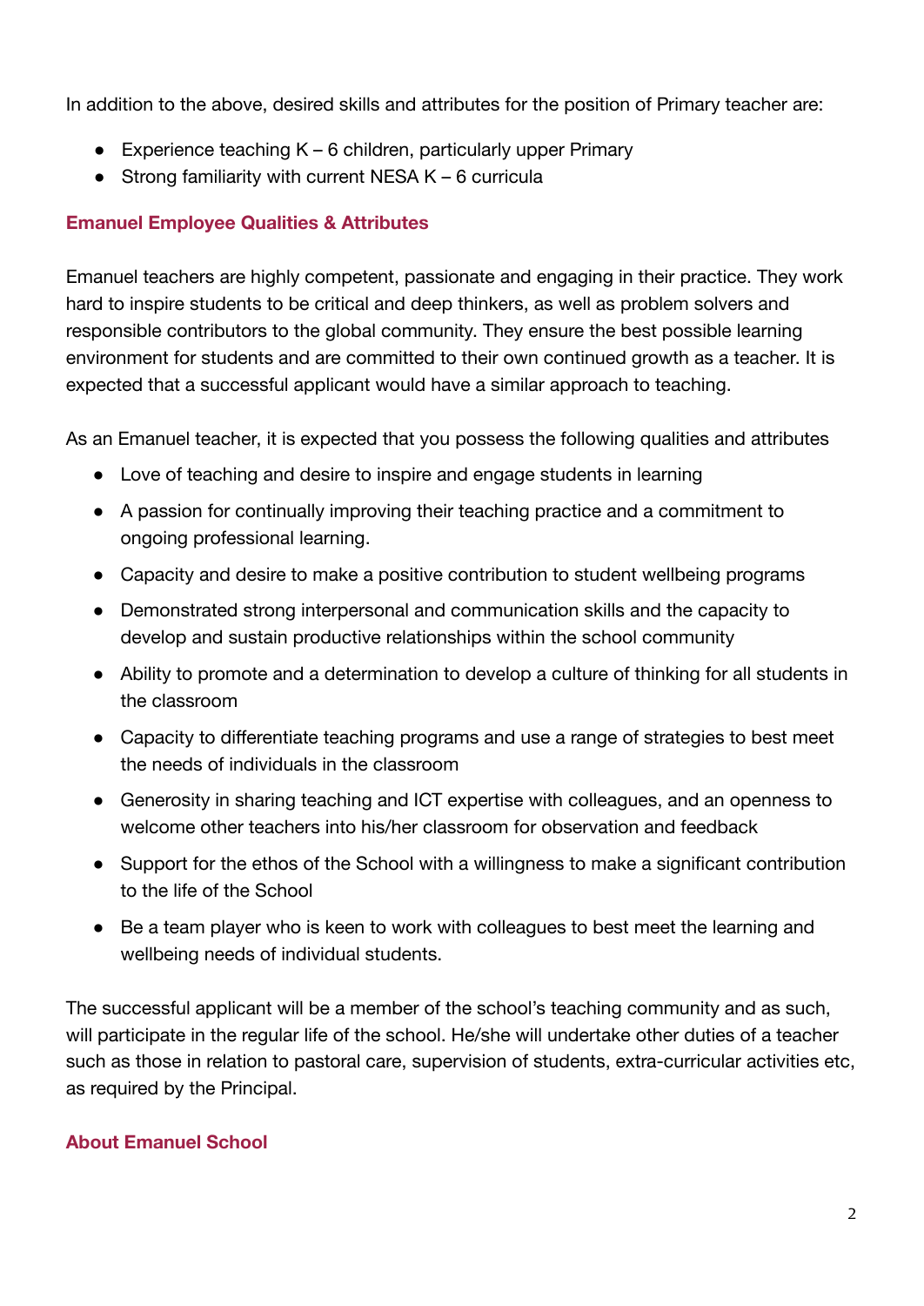In addition to the above, desired skills and attributes for the position of Primary teacher are:

- Experience teaching K – 6 children, particularly upper Primary
- Strong familiarity with current NESA K – 6 curricula

## Emanuel Employee Qualities & Attributes

Emanuel teachers are highly competent, passionate and engaging in their practice. They work hard to inspire students to be critical and deep thinkers, as well as problem solvers and responsible contributors to the global community. They ensure the best possible learning environment for students and are committed to their own continued growth as a teacher. It is expected that a successful applicant would have a similar approach to teaching.

As an Emanuel teacher, it is expected that you possess the following qualities and attributes

- Love of teaching and desire to inspire and engage students in learning
- A passion for continually improving their teaching practice and a commitment to ongoing professional learning.
- Capacity and desire to make a positive contribution to student wellbeing programs
- Demonstrated strong interpersonal and communication skills and the capacity to develop and sustain productive relationships within the school community
- Ability to promote and a determination to develop a culture of thinking for all students in the classroom
- Capacity to differentiate teaching programs and use a range of strategies to best meet the needs of individuals in the classroom
- Generosity in sharing teaching and ICT expertise with colleagues, and an openness to welcome other teachers into his/her classroom for observation and feedback
- Support for the ethos of the School with a willingness to make a significant contribution to the life of the School
- Be a team player who is keen to work with colleagues to best meet the learning and wellbeing needs of individual students.

The successful applicant will be a member of the school's teaching community and as such, will participate in the regular life of the school. He/she will undertake other duties of a teacher such as those in relation to pastoral care, supervision of students, extra-curricular activities etc, as required by the Principal.

## About Emanuel School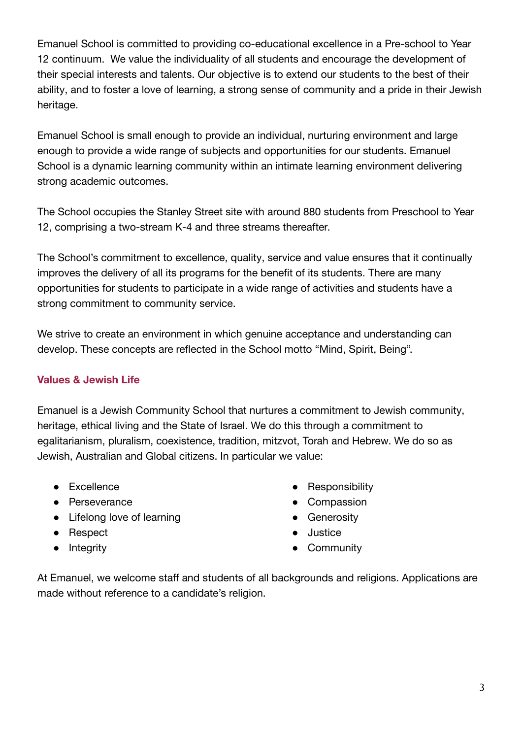Emanuel School is committed to providing co-educational excellence in a Pre-school to Year 12 continuum. We value the individuality of all students and encourage the development of their special interests and talents. Our objective is to extend our students to the best of their ability, and to foster a love of learning, a strong sense of community and a pride in their Jewish heritage.

Emanuel School is small enough to provide an individual, nurturing environment and large enough to provide a wide range of subjects and opportunities for our students. Emanuel School is a dynamic learning community within an intimate learning environment delivering strong academic outcomes.

The School occupies the Stanley Street site with around 880 students from Preschool to Year 12, comprising a two-stream K-4 and three streams thereafter.

The School's commitment to excellence, quality, service and value ensures that it continually improves the delivery of all its programs for the benefit of its students. There are many opportunities for students to participate in a wide range of activities and students have a strong commitment to community service.

We strive to create an environment in which genuine acceptance and understanding can develop. These concepts are reflected in the School motto "Mind, Spirit, Being".

### Values & Jewish Life

Emanuel is a Jewish Community School that nurtures a commitment to Jewish community, heritage, ethical living and the State of Israel. We do this through a commitment to egalitarianism, pluralism, coexistence, tradition, mitzvot, Torah and Hebrew. We do so as Jewish, Australian and Global citizens. In particular we value:

- Excellence
- Perseverance
- Lifelong love of learning
- Respect
- Integrity
- Responsibility
- Compassion
- Generosity
- Justice
- Community

At Emanuel, we welcome staff and students of all backgrounds and religions. Applications are made without reference to a candidate's religion.